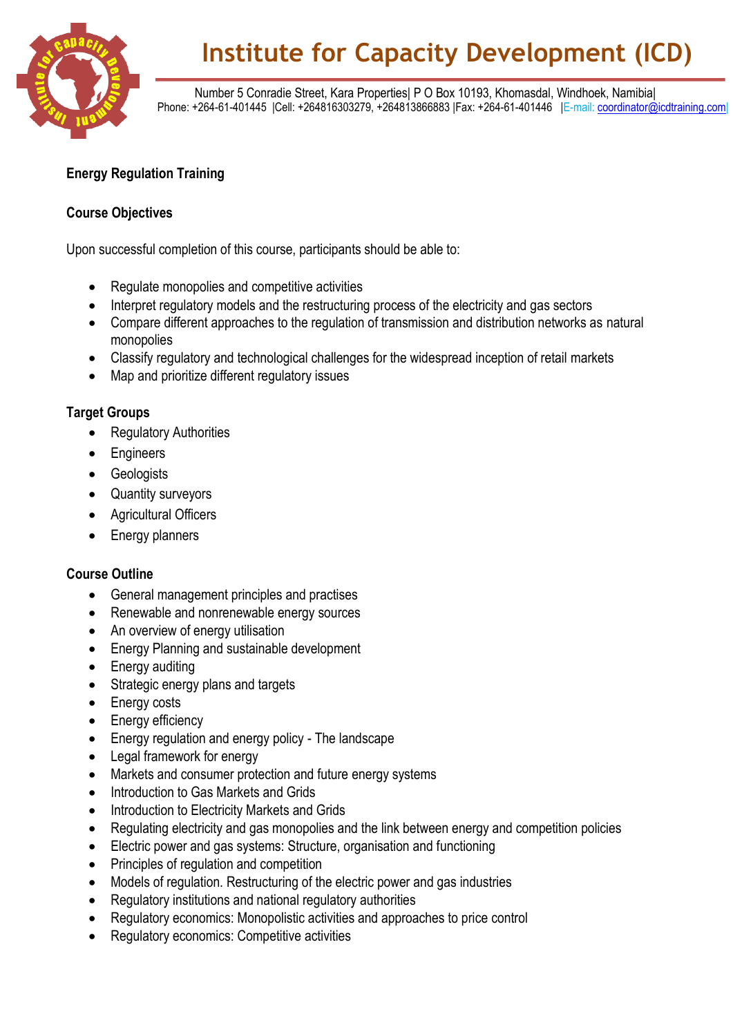# Institute for Capacity Development (ICD)

Number 5 Conradie Street, Kara Properties| P O Box 10193, Khomasdal, Windhoek, Namibia|
Phone: +264-61-401445 |Cell: +264816303279, +264813866883 |Fax: +264-61-401446 |E-mail: coordinator@icdtraining.com|

**Energy Regulation Training**

**Course Objectives**

Upon successful completion of this course, participants should be able to:

- Regulate monopolies and competitive activities
- Interpret regulatory models and the restructuring process of the electricity and gas sectors
- Compare different approaches to the regulation of transmission and distribution networks as natural monopolies
- Classify regulatory and technological challenges for the widespread inception of retail markets
- Map and prioritize different regulatory issues

**Target Groups**

- Regulatory Authorities
- Engineers
- Geologists
- Quantity surveyors
- Agricultural Officers
- Energy planners

**Course Outline**

- General management principles and practises
- Renewable and nonrenewable energy sources
- An overview of energy utilisation
- Energy Planning and sustainable development
- Energy auditing
- Strategic energy plans and targets
- Energy costs
- Energy efficiency
- Energy regulation and energy policy - The landscape
- Legal framework for energy
- Markets and consumer protection and future energy systems
- Introduction to Gas Markets and Grids
- Introduction to Electricity Markets and Grids
- Regulating electricity and gas monopolies and the link between energy and competition policies
- Electric power and gas systems: Structure, organisation and functioning
- Principles of regulation and competition
- Models of regulation. Restructuring of the electric power and gas industries
- Regulatory institutions and national regulatory authorities
- Regulatory economics: Monopolistic activities and approaches to price control
- Regulatory economics: Competitive activities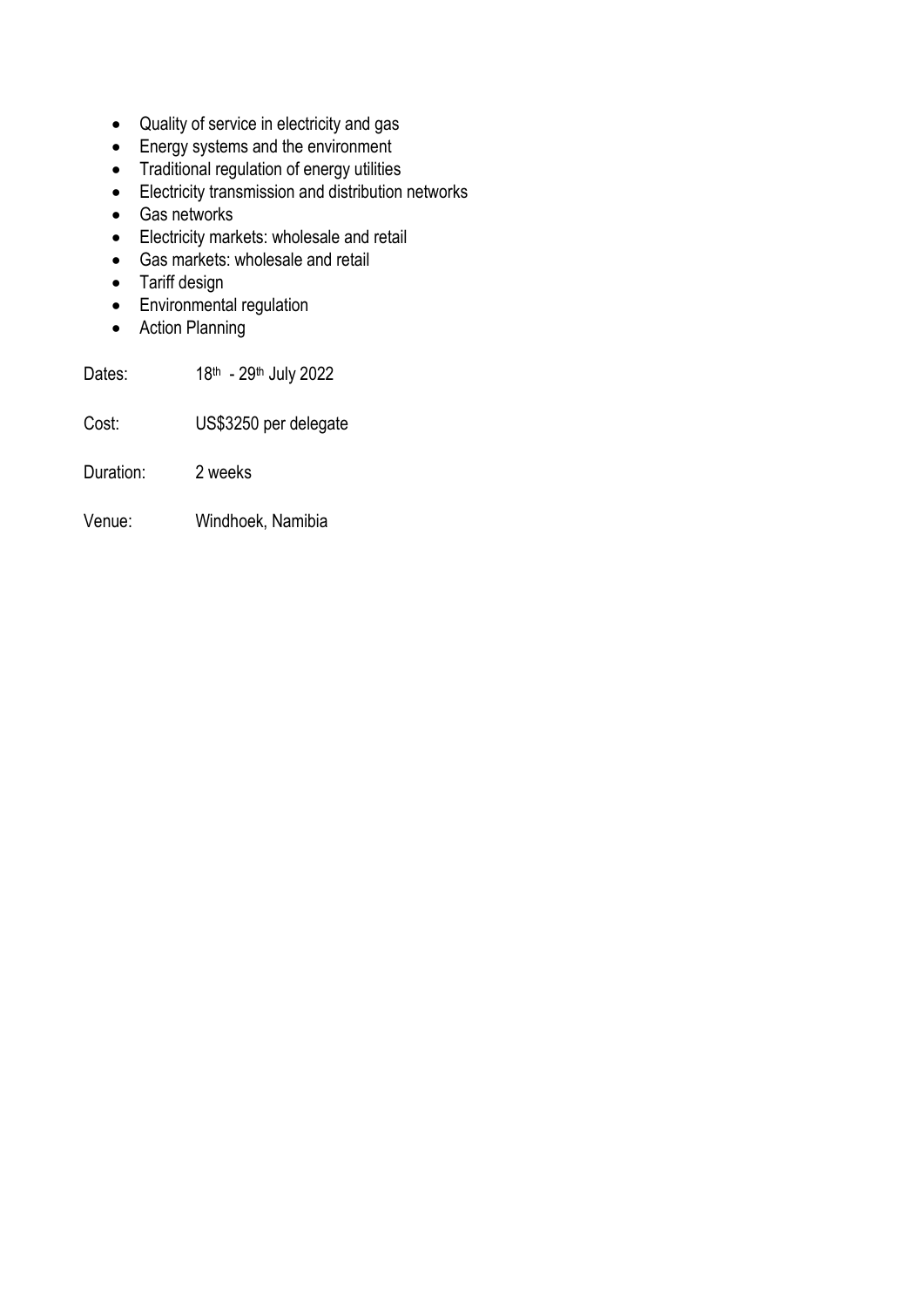- Quality of service in electricity and gas
- Energy systems and the environment
- Traditional regulation of energy utilities
- Electricity transmission and distribution networks
- Gas networks
- Electricity markets: wholesale and retail
- Gas markets: wholesale and retail
- Tariff design
- Environmental regulation
- Action Planning

Dates: 18th - 29th July 2022

Cost: US$3250 per delegate

Duration: 2 weeks

Venue: Windhoek, Namibia